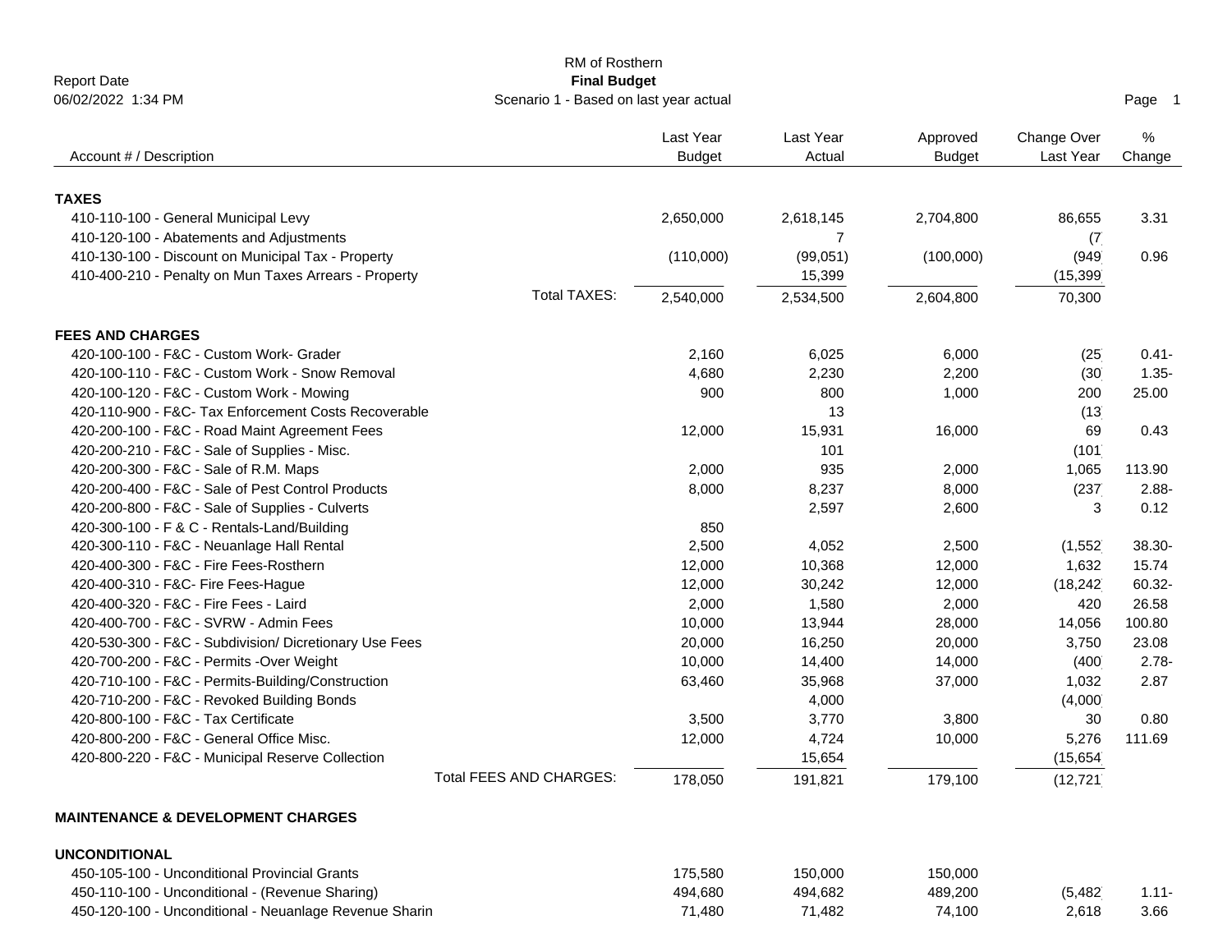RM of Rosthern
**Final Budget**
Scenario 1 - Based on last year actual

Report Date
06/02/2022 1:34 PM

| Account # / Description | Last Year Budget | Last Year Actual | Approved Budget | Change Over Last Year | % Change |
|---|---|---|---|---|---|
| **TAXES** | | | | | |
| 410-110-100 - General Municipal Levy | 2,650,000 | 2,618,145 | 2,704,800 | 86,655 | 3.31 |
| 410-120-100 - Abatements and Adjustments | | 7 | | (7 | |
| 410-130-100 - Discount on Municipal Tax - Property | (110,000) | (99,051) | (100,000) | (949 | 0.96 |
| 410-400-210 - Penalty on Mun Taxes Arrears - Property | | 15,399 | | (15,399 | |
| Total TAXES: | 2,540,000 | 2,534,500 | 2,604,800 | 70,300 | |
| **FEES AND CHARGES** | | | | | |
| 420-100-100 - F&C - Custom Work- Grader | 2,160 | 6,025 | 6,000 | (25 | 0.41- |
| 420-100-110 - F&C - Custom Work - Snow Removal | 4,680 | 2,230 | 2,200 | (30 | 1.35- |
| 420-100-120 - F&C - Custom Work - Mowing | 900 | 800 | 1,000 | 200 | 25.00 |
| 420-110-900 - F&C- Tax Enforcement Costs Recoverable | | 13 | | (13 | |
| 420-200-100 - F&C - Road Maint Agreement Fees | 12,000 | 15,931 | 16,000 | 69 | 0.43 |
| 420-200-210 - F&C - Sale of Supplies - Misc. | | 101 | | (101 | |
| 420-200-300 - F&C - Sale of R.M. Maps | 2,000 | 935 | 2,000 | 1,065 | 113.90 |
| 420-200-400 - F&C - Sale of Pest Control Products | 8,000 | 8,237 | 8,000 | (237 | 2.88- |
| 420-200-800 - F&C - Sale of Supplies - Culverts | | 2,597 | 2,600 | 3 | 0.12 |
| 420-300-100 - F & C - Rentals-Land/Building | 850 | | | | |
| 420-300-110 - F&C - Neuanlage Hall Rental | 2,500 | 4,052 | 2,500 | (1,552 | 38.30- |
| 420-400-300 - F&C - Fire Fees-Rosthern | 12,000 | 10,368 | 12,000 | 1,632 | 15.74 |
| 420-400-310 - F&C- Fire Fees-Hague | 12,000 | 30,242 | 12,000 | (18,242 | 60.32- |
| 420-400-320 - F&C - Fire Fees - Laird | 2,000 | 1,580 | 2,000 | 420 | 26.58 |
| 420-400-700 - F&C - SVRW - Admin Fees | 10,000 | 13,944 | 28,000 | 14,056 | 100.80 |
| 420-530-300 - F&C - Subdivision/ Dicretionary Use Fees | 20,000 | 16,250 | 20,000 | 3,750 | 23.08 |
| 420-700-200 - F&C - Permits -Over Weight | 10,000 | 14,400 | 14,000 | (400 | 2.78- |
| 420-710-100 - F&C - Permits-Building/Construction | 63,460 | 35,968 | 37,000 | 1,032 | 2.87 |
| 420-710-200 - F&C - Revoked Building Bonds | | 4,000 | | (4,000 | |
| 420-800-100 - F&C - Tax Certificate | 3,500 | 3,770 | 3,800 | 30 | 0.80 |
| 420-800-200 - F&C - General Office Misc. | 12,000 | 4,724 | 10,000 | 5,276 | 111.69 |
| 420-800-220 - F&C - Municipal Reserve Collection | | 15,654 | | (15,654 | |
| Total FEES AND CHARGES: | 178,050 | 191,821 | 179,100 | (12,721 | |
| **MAINTENANCE & DEVELOPMENT CHARGES** | | | | | |
| **UNCONDITIONAL** | | | | | |
| 450-105-100 - Unconditional Provincial Grants | 175,580 | 150,000 | 150,000 | | |
| 450-110-100 - Unconditional - (Revenue Sharing) | 494,680 | 494,682 | 489,200 | (5,482 | 1.11- |
| 450-120-100 - Unconditional - Neuanlage Revenue Sharin | 71,480 | 71,482 | 74,100 | 2,618 | 3.66 |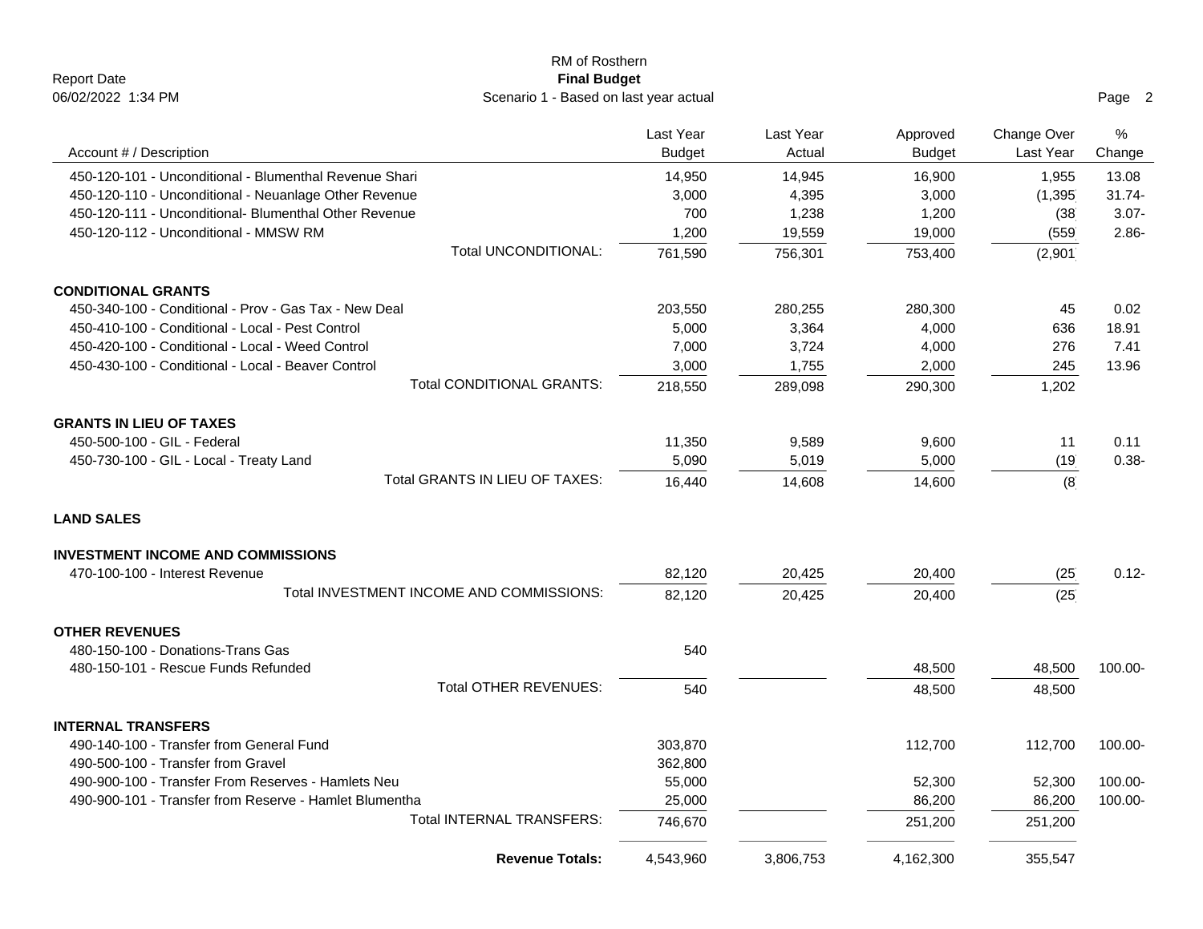RM of Rosthern
**Final Budget**
Scenario 1 - Based on last year actual

Report Date
06/02/2022 1:34 PM

| Account # / Description | Last Year Budget | Last Year Actual | Approved Budget | Change Over Last Year | % Change |
|---|---|---|---|---|---|
| 450-120-101 - Unconditional - Blumenthal Revenue Shari | 14,950 | 14,945 | 16,900 | 1,955 | 13.08 |
| 450-120-110 - Unconditional - Neuanlage Other Revenue | 3,000 | 4,395 | 3,000 | (1,395 | 31.74- |
| 450-120-111 - Unconditional- Blumenthal Other Revenue | 700 | 1,238 | 1,200 | (38 | 3.07- |
| 450-120-112 - Unconditional - MMSW RM | 1,200 | 19,559 | 19,000 | (559 | 2.86- |
| Total UNCONDITIONAL: | 761,590 | 756,301 | 753,400 | (2,901 | |
| **CONDITIONAL GRANTS** | | | | | |
| 450-340-100 - Conditional - Prov - Gas Tax - New Deal | 203,550 | 280,255 | 280,300 | 45 | 0.02 |
| 450-410-100 - Conditional - Local - Pest Control | 5,000 | 3,364 | 4,000 | 636 | 18.91 |
| 450-420-100 - Conditional - Local - Weed Control | 7,000 | 3,724 | 4,000 | 276 | 7.41 |
| 450-430-100 - Conditional - Local - Beaver Control | 3,000 | 1,755 | 2,000 | 245 | 13.96 |
| Total CONDITIONAL GRANTS: | 218,550 | 289,098 | 290,300 | 1,202 | |
| **GRANTS IN LIEU OF TAXES** | | | | | |
| 450-500-100 - GIL - Federal | 11,350 | 9,589 | 9,600 | 11 | 0.11 |
| 450-730-100 - GIL - Local - Treaty Land | 5,090 | 5,019 | 5,000 | (19 | 0.38- |
| Total GRANTS IN LIEU OF TAXES: | 16,440 | 14,608 | 14,600 | (8 | |
| **LAND SALES** | | | | | |
| **INVESTMENT INCOME AND COMMISSIONS** | | | | | |
| 470-100-100 - Interest Revenue | 82,120 | 20,425 | 20,400 | (25 | 0.12- |
| Total INVESTMENT INCOME AND COMMISSIONS: | 82,120 | 20,425 | 20,400 | (25 | |
| **OTHER REVENUES** | | | | | |
| 480-150-100 - Donations-Trans Gas | 540 | | | | |
| 480-150-101 - Rescue Funds Refunded | | | 48,500 | 48,500 | 100.00- |
| Total OTHER REVENUES: | 540 | | 48,500 | 48,500 | |
| **INTERNAL TRANSFERS** | | | | | |
| 490-140-100 - Transfer from General Fund | 303,870 | | 112,700 | 112,700 | 100.00- |
| 490-500-100 - Transfer from Gravel | 362,800 | | | | |
| 490-900-100 - Transfer From Reserves - Hamlets Neu | 55,000 | | 52,300 | 52,300 | 100.00- |
| 490-900-101 - Transfer from Reserve - Hamlet Blumentha | 25,000 | | 86,200 | 86,200 | 100.00- |
| Total INTERNAL TRANSFERS: | 746,670 | | 251,200 | 251,200 | |
| **Revenue Totals:** | 4,543,960 | 3,806,753 | 4,162,300 | 355,547 | |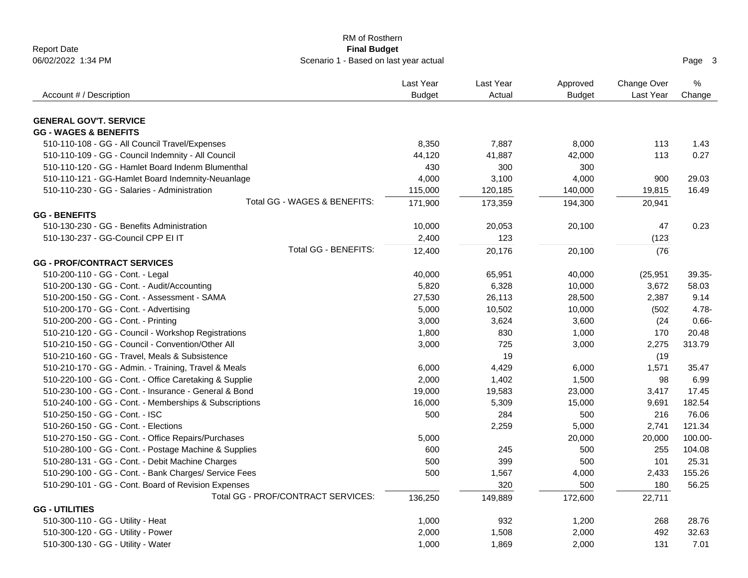RM of Rosthern
**Final Budget**
Scenario 1 - Based on last year actual

Report Date
06/02/2022 1:34 PM

| Account # / Description | Last Year Budget | Last Year Actual | Approved Budget | Change Over Last Year | % Change |
|---|---|---|---|---|---|
| **GENERAL GOV'T. SERVICE** | | | | | |
| **GG - WAGES & BENEFITS** | | | | | |
| 510-110-108 - GG - All Council Travel/Expenses | 8,350 | 7,887 | 8,000 | 113 | 1.43 |
| 510-110-109 - GG - Council Indemnity - All Council | 44,120 | 41,887 | 42,000 | 113 | 0.27 |
| 510-110-120 - GG - Hamlet Board Indenm Blumenthal | 430 | 300 | 300 | | |
| 510-110-121 - GG-Hamlet Board Indemnity-Neuanlage | 4,000 | 3,100 | 4,000 | 900 | 29.03 |
| 510-110-230 - GG - Salaries - Administration | 115,000 | 120,185 | 140,000 | 19,815 | 16.49 |
| Total GG - WAGES & BENEFITS: | 171,900 | 173,359 | 194,300 | 20,941 | |
| **GG - BENEFITS** | | | | | |
| 510-130-230 - GG - Benefits Administration | 10,000 | 20,053 | 20,100 | 47 | 0.23 |
| 510-130-237 - GG-Council CPP EI IT | 2,400 | 123 | | (123 | |
| Total GG - BENEFITS: | 12,400 | 20,176 | 20,100 | (76 | |
| **GG - PROF/CONTRACT SERVICES** | | | | | |
| 510-200-110 - GG - Cont. - Legal | 40,000 | 65,951 | 40,000 | (25,951 | 39.35- |
| 510-200-130 - GG - Cont. - Audit/Accounting | 5,820 | 6,328 | 10,000 | 3,672 | 58.03 |
| 510-200-150 - GG - Cont. - Assessment - SAMA | 27,530 | 26,113 | 28,500 | 2,387 | 9.14 |
| 510-200-170 - GG - Cont. - Advertising | 5,000 | 10,502 | 10,000 | (502 | 4.78- |
| 510-200-200 - GG - Cont. - Printing | 3,000 | 3,624 | 3,600 | (24 | 0.66- |
| 510-210-120 - GG - Council - Workshop Registrations | 1,800 | 830 | 1,000 | 170 | 20.48 |
| 510-210-150 - GG - Council - Convention/Other All | 3,000 | 725 | 3,000 | 2,275 | 313.79 |
| 510-210-160 - GG - Travel, Meals & Subsistence | | 19 | | (19 | |
| 510-210-170 - GG - Admin. - Training, Travel & Meals | 6,000 | 4,429 | 6,000 | 1,571 | 35.47 |
| 510-220-100 - GG - Cont. - Office Caretaking & Supplie | 2,000 | 1,402 | 1,500 | 98 | 6.99 |
| 510-230-100 - GG - Cont. - Insurance - General & Bond | 19,000 | 19,583 | 23,000 | 3,417 | 17.45 |
| 510-240-100 - GG - Cont. - Memberships & Subscriptions | 16,000 | 5,309 | 15,000 | 9,691 | 182.54 |
| 510-250-150 - GG - Cont. - ISC | 500 | 284 | 500 | 216 | 76.06 |
| 510-260-150 - GG - Cont. - Elections | | 2,259 | 5,000 | 2,741 | 121.34 |
| 510-270-150 - GG - Cont. - Office Repairs/Purchases | 5,000 | | 20,000 | 20,000 | 100.00- |
| 510-280-100 - GG - Cont. - Postage Machine & Supplies | 600 | 245 | 500 | 255 | 104.08 |
| 510-280-131 - GG - Cont. - Debit Machine Charges | 500 | 399 | 500 | 101 | 25.31 |
| 510-290-100 - GG - Cont. - Bank Charges/ Service Fees | 500 | 1,567 | 4,000 | 2,433 | 155.26 |
| 510-290-101 - GG - Cont. Board of Revision Expenses | | 320 | 500 | 180 | 56.25 |
| Total GG - PROF/CONTRACT SERVICES: | 136,250 | 149,889 | 172,600 | 22,711 | |
| **GG - UTILITIES** | | | | | |
| 510-300-110 - GG - Utility - Heat | 1,000 | 932 | 1,200 | 268 | 28.76 |
| 510-300-120 - GG - Utility - Power | 2,000 | 1,508 | 2,000 | 492 | 32.63 |
| 510-300-130 - GG - Utility - Water | 1,000 | 1,869 | 2,000 | 131 | 7.01 |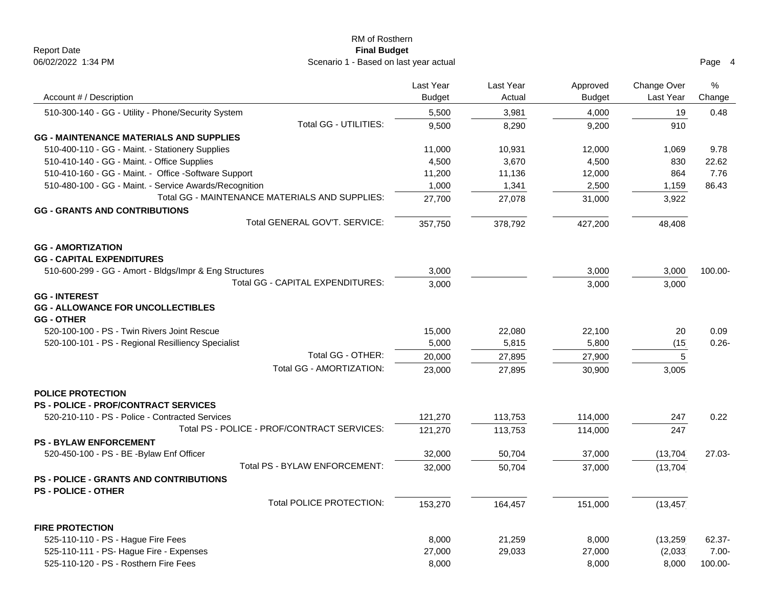RM of Rosthern
**Final Budget**
Scenario 1 - Based on last year actual

Report Date
06/02/2022 1:34 PM

| Account # / Description | Last Year Budget | Last Year Actual | Approved Budget | Change Over Last Year | % Change |
|---|---|---|---|---|---|
| 510-300-140 - GG - Utility - Phone/Security System | 5,500 | 3,981 | 4,000 | 19 | 0.48 |
| Total GG - UTILITIES: | 9,500 | 8,290 | 9,200 | 910 | |
| **GG - MAINTENANCE MATERIALS AND SUPPLIES** | | | | | |
| 510-400-110 - GG - Maint. - Stationery Supplies | 11,000 | 10,931 | 12,000 | 1,069 | 9.78 |
| 510-410-140 - GG - Maint. - Office Supplies | 4,500 | 3,670 | 4,500 | 830 | 22.62 |
| 510-410-160 - GG - Maint. - Office -Software Support | 11,200 | 11,136 | 12,000 | 864 | 7.76 |
| 510-480-100 - GG - Maint. - Service Awards/Recognition | 1,000 | 1,341 | 2,500 | 1,159 | 86.43 |
| Total GG - MAINTENANCE MATERIALS AND SUPPLIES: | 27,700 | 27,078 | 31,000 | 3,922 | |
| **GG - GRANTS AND CONTRIBUTIONS** | | | | | |
| Total GENERAL GOV'T. SERVICE: | 357,750 | 378,792 | 427,200 | 48,408 | |
| **GG - AMORTIZATION** | | | | | |
| **GG - CAPITAL EXPENDITURES** | | | | | |
| 510-600-299 - GG - Amort - Bldgs/Impr & Eng Structures | 3,000 | | 3,000 | 3,000 | 100.00- |
| Total GG - CAPITAL EXPENDITURES: | 3,000 | | 3,000 | 3,000 | |
| **GG - INTEREST** | | | | | |
| **GG - ALLOWANCE FOR UNCOLLECTIBLES** | | | | | |
| **GG - OTHER** | | | | | |
| 520-100-100 - PS - Twin Rivers Joint Rescue | 15,000 | 22,080 | 22,100 | 20 | 0.09 |
| 520-100-101 - PS - Regional Resilliency Specialist | 5,000 | 5,815 | 5,800 | (15) | 0.26- |
| Total GG - OTHER: | 20,000 | 27,895 | 27,900 | 5 | |
| Total GG - AMORTIZATION: | 23,000 | 27,895 | 30,900 | 3,005 | |
| **POLICE PROTECTION** | | | | | |
| **PS - POLICE - PROF/CONTRACT SERVICES** | | | | | |
| 520-210-110 - PS - Police - Contracted Services | 121,270 | 113,753 | 114,000 | 247 | 0.22 |
| Total PS - POLICE - PROF/CONTRACT SERVICES: | 121,270 | 113,753 | 114,000 | 247 | |
| **PS - BYLAW ENFORCEMENT** | | | | | |
| 520-450-100 - PS - BE -Bylaw Enf Officer | 32,000 | 50,704 | 37,000 | (13,704) | 27.03- |
| Total PS - BYLAW ENFORCEMENT: | 32,000 | 50,704 | 37,000 | (13,704) | |
| **PS - POLICE - GRANTS AND CONTRIBUTIONS** | | | | | |
| **PS - POLICE - OTHER** | | | | | |
| Total POLICE PROTECTION: | 153,270 | 164,457 | 151,000 | (13,457) | |
| **FIRE PROTECTION** | | | | | |
| 525-110-110 - PS - Hague Fire Fees | 8,000 | 21,259 | 8,000 | (13,259) | 62.37- |
| 525-110-111 - PS- Hague Fire - Expenses | 27,000 | 29,033 | 27,000 | (2,033) | 7.00- |
| 525-110-120 - PS - Rosthern Fire Fees | 8,000 | | 8,000 | 8,000 | 100.00- |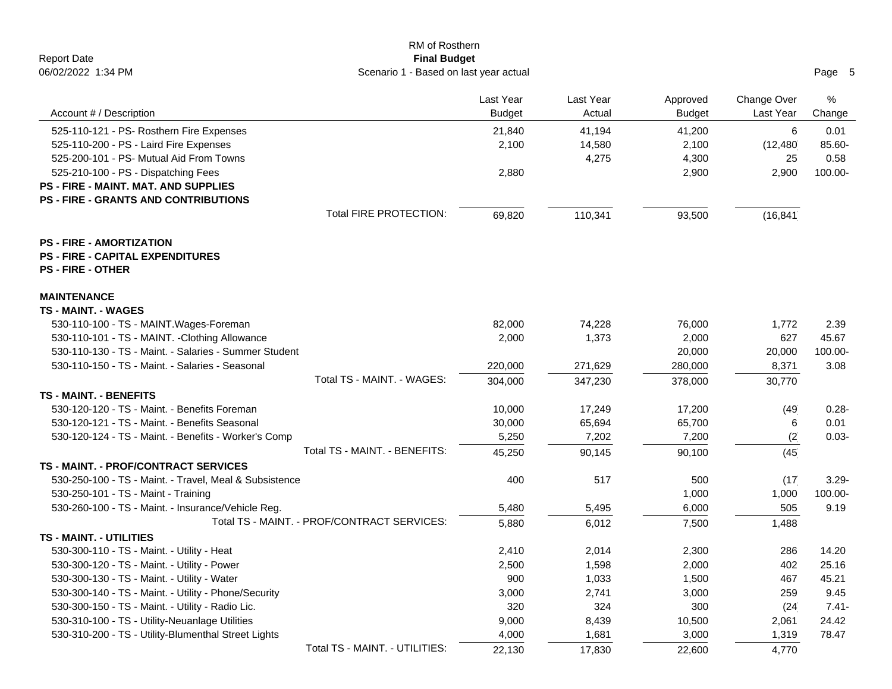RM of Rosthern
**Final Budget**
Scenario 1 - Based on last year actual

| Account # / Description | Last Year Budget | Last Year Actual | Approved Budget | Change Over Last Year | % Change |
|---|---|---|---|---|---|
| 525-110-121 - PS- Rosthern Fire Expenses | 21,840 | 41,194 | 41,200 | 6 | 0.01 |
| 525-110-200 - PS - Laird Fire Expenses | 2,100 | 14,580 | 2,100 | (12,480 | 85.60- |
| 525-200-101 - PS- Mutual Aid From Towns | | 4,275 | 4,300 | 25 | 0.58 |
| 525-210-100 - PS - Dispatching Fees | 2,880 | | 2,900 | 2,900 | 100.00- |
| **PS - FIRE - MAINT. MAT. AND SUPPLIES** | | | | | |
| **PS - FIRE - GRANTS AND CONTRIBUTIONS** | | | | | |
| Total FIRE PROTECTION: | 69,820 | 110,341 | 93,500 | (16,841 | |
| **PS - FIRE - AMORTIZATION** | | | | | |
| **PS - FIRE - CAPITAL EXPENDITURES** | | | | | |
| **PS - FIRE - OTHER** | | | | | |
| **MAINTENANCE** | | | | | |
| **TS - MAINT. - WAGES** | | | | | |
| 530-110-100 - TS - MAINT.Wages-Foreman | 82,000 | 74,228 | 76,000 | 1,772 | 2.39 |
| 530-110-101 - TS - MAINT. -Clothing Allowance | 2,000 | 1,373 | 2,000 | 627 | 45.67 |
| 530-110-130 - TS - Maint. - Salaries - Summer Student | | | 20,000 | 20,000 | 100.00- |
| 530-110-150 - TS - Maint. - Salaries - Seasonal | 220,000 | 271,629 | 280,000 | 8,371 | 3.08 |
| Total TS - MAINT. - WAGES: | 304,000 | 347,230 | 378,000 | 30,770 | |
| **TS - MAINT. - BENEFITS** | | | | | |
| 530-120-120 - TS - Maint. - Benefits Foreman | 10,000 | 17,249 | 17,200 | (49 | 0.28- |
| 530-120-121 - TS - Maint. - Benefits Seasonal | 30,000 | 65,694 | 65,700 | 6 | 0.01 |
| 530-120-124 - TS - Maint. - Benefits - Worker's Comp | 5,250 | 7,202 | 7,200 | (2 | 0.03- |
| Total TS - MAINT. - BENEFITS: | 45,250 | 90,145 | 90,100 | (45 | |
| **TS - MAINT. - PROF/CONTRACT SERVICES** | | | | | |
| 530-250-100 - TS - Maint. - Travel, Meal & Subsistence | 400 | 517 | 500 | (17 | 3.29- |
| 530-250-101 - TS - Maint - Training | | | 1,000 | 1,000 | 100.00- |
| 530-260-100 - TS - Maint. - Insurance/Vehicle Reg. | 5,480 | 5,495 | 6,000 | 505 | 9.19 |
| Total TS - MAINT. - PROF/CONTRACT SERVICES: | 5,880 | 6,012 | 7,500 | 1,488 | |
| **TS - MAINT. - UTILITIES** | | | | | |
| 530-300-110 - TS - Maint. - Utility - Heat | 2,410 | 2,014 | 2,300 | 286 | 14.20 |
| 530-300-120 - TS - Maint. - Utility - Power | 2,500 | 1,598 | 2,000 | 402 | 25.16 |
| 530-300-130 - TS - Maint. - Utility - Water | 900 | 1,033 | 1,500 | 467 | 45.21 |
| 530-300-140 - TS - Maint. - Utility - Phone/Security | 3,000 | 2,741 | 3,000 | 259 | 9.45 |
| 530-300-150 - TS - Maint. - Utility - Radio Lic. | 320 | 324 | 300 | (24 | 7.41- |
| 530-310-100 - TS - Utility-Neuanlage Utilities | 9,000 | 8,439 | 10,500 | 2,061 | 24.42 |
| 530-310-200 - TS - Utility-Blumenthal Street Lights | 4,000 | 1,681 | 3,000 | 1,319 | 78.47 |
| Total TS - MAINT. - UTILITIES: | 22,130 | 17,830 | 22,600 | 4,770 | |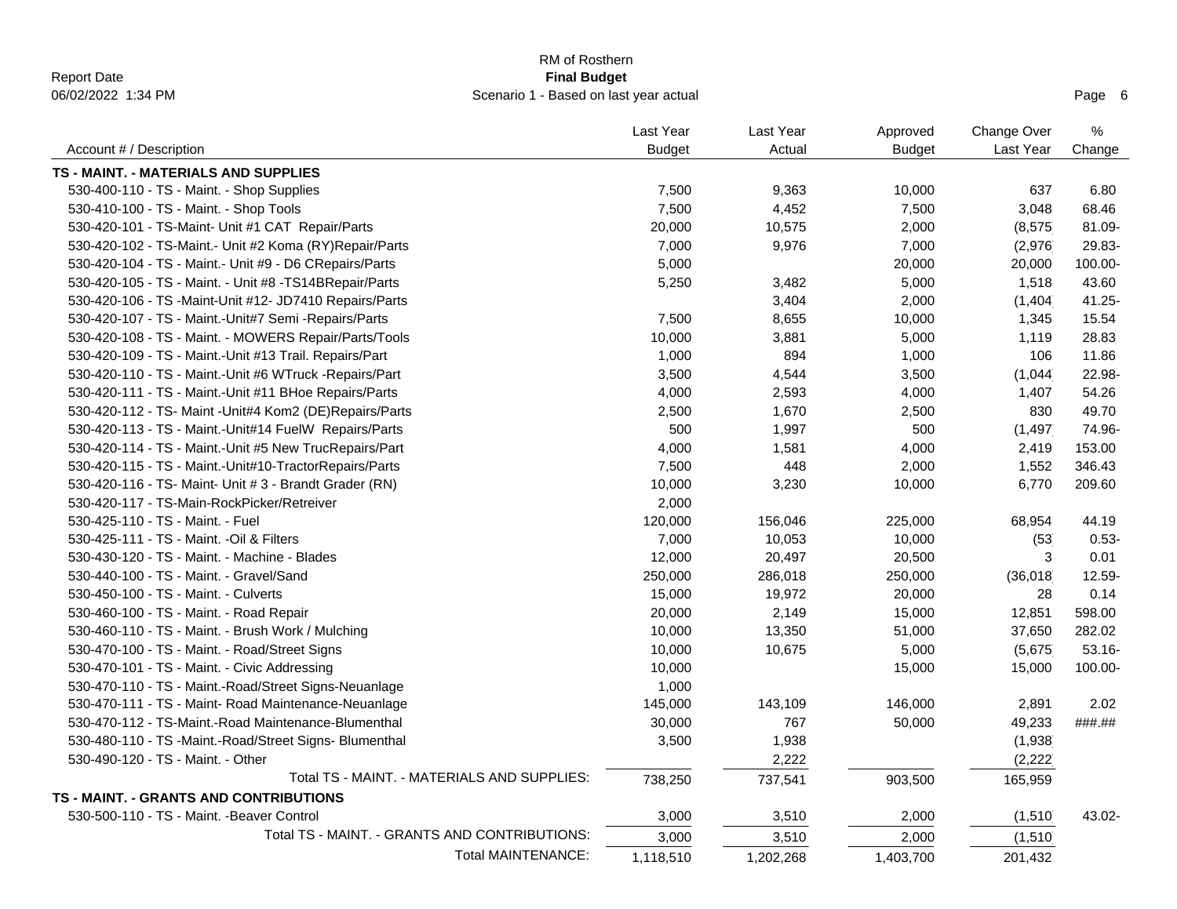RM of Rosthern

**Final Budget**

Scenario 1 - Based on last year actual

Report Date
06/02/2022 1:34 PM

| Account # / Description | Last Year Budget | Last Year Actual | Approved Budget | Change Over Last Year | % Change |
|---|---|---|---|---|---|
| **TS - MAINT. - MATERIALS AND SUPPLIES** | | | | | |
| 530-400-110 - TS - Maint. - Shop Supplies | 7,500 | 9,363 | 10,000 | 637 | 6.80 |
| 530-410-100 - TS - Maint. - Shop Tools | 7,500 | 4,452 | 7,500 | 3,048 | 68.46 |
| 530-420-101 - TS-Maint- Unit #1 CAT Repair/Parts | 20,000 | 10,575 | 2,000 | (8,575 | 81.09- |
| 530-420-102 - TS-Maint.- Unit #2 Koma (RY)Repair/Parts | 7,000 | 9,976 | 7,000 | (2,976 | 29.83- |
| 530-420-104 - TS - Maint.- Unit #9 - D6 CRepairs/Parts | 5,000 | | 20,000 | 20,000 | 100.00- |
| 530-420-105 - TS - Maint. - Unit #8 -TS14BRepair/Parts | 5,250 | 3,482 | 5,000 | 1,518 | 43.60 |
| 530-420-106 - TS -Maint-Unit #12- JD7410 Repairs/Parts | | 3,404 | 2,000 | (1,404 | 41.25- |
| 530-420-107 - TS - Maint.-Unit#7 Semi -Repairs/Parts | 7,500 | 8,655 | 10,000 | 1,345 | 15.54 |
| 530-420-108 - TS - Maint. - MOWERS Repair/Parts/Tools | 10,000 | 3,881 | 5,000 | 1,119 | 28.83 |
| 530-420-109 - TS - Maint.-Unit #13 Trail. Repairs/Part | 1,000 | 894 | 1,000 | 106 | 11.86 |
| 530-420-110 - TS - Maint.-Unit #6 WTruck -Repairs/Part | 3,500 | 4,544 | 3,500 | (1,044 | 22.98- |
| 530-420-111 - TS - Maint.-Unit #11 BHoe Repairs/Parts | 4,000 | 2,593 | 4,000 | 1,407 | 54.26 |
| 530-420-112 - TS- Maint -Unit#4 Kom2 (DE)Repairs/Parts | 2,500 | 1,670 | 2,500 | 830 | 49.70 |
| 530-420-113 - TS - Maint.-Unit#14 FuelW Repairs/Parts | 500 | 1,997 | 500 | (1,497 | 74.96- |
| 530-420-114 - TS - Maint.-Unit #5 New TrucRepairs/Part | 4,000 | 1,581 | 4,000 | 2,419 | 153.00 |
| 530-420-115 - TS - Maint.-Unit#10-TractorRepairs/Parts | 7,500 | 448 | 2,000 | 1,552 | 346.43 |
| 530-420-116 - TS- Maint- Unit # 3 - Brandt Grader (RN) | 10,000 | 3,230 | 10,000 | 6,770 | 209.60 |
| 530-420-117 - TS-Main-RockPicker/Retreiver | 2,000 | | | | |
| 530-425-110 - TS - Maint. - Fuel | 120,000 | 156,046 | 225,000 | 68,954 | 44.19 |
| 530-425-111 - TS - Maint. -Oil & Filters | 7,000 | 10,053 | 10,000 | (53 | 0.53- |
| 530-430-120 - TS - Maint. - Machine - Blades | 12,000 | 20,497 | 20,500 | 3 | 0.01 |
| 530-440-100 - TS - Maint. - Gravel/Sand | 250,000 | 286,018 | 250,000 | (36,018 | 12.59- |
| 530-450-100 - TS - Maint. - Culverts | 15,000 | 19,972 | 20,000 | 28 | 0.14 |
| 530-460-100 - TS - Maint. - Road Repair | 20,000 | 2,149 | 15,000 | 12,851 | 598.00 |
| 530-460-110 - TS - Maint. - Brush Work / Mulching | 10,000 | 13,350 | 51,000 | 37,650 | 282.02 |
| 530-470-100 - TS - Maint. - Road/Street Signs | 10,000 | 10,675 | 5,000 | (5,675 | 53.16- |
| 530-470-101 - TS - Maint. - Civic Addressing | 10,000 | | 15,000 | 15,000 | 100.00- |
| 530-470-110 - TS - Maint.-Road/Street Signs-Neuanlage | 1,000 | | | | |
| 530-470-111 - TS - Maint- Road Maintenance-Neuanlage | 145,000 | 143,109 | 146,000 | 2,891 | 2.02 |
| 530-470-112 - TS-Maint.-Road Maintenance-Blumenthal | 30,000 | 767 | 50,000 | 49,233 | ###.## |
| 530-480-110 - TS -Maint.-Road/Street Signs- Blumenthal | 3,500 | 1,938 | | (1,938 | |
| 530-490-120 - TS - Maint. - Other | | 2,222 | | (2,222 | |
| Total TS - MAINT. - MATERIALS AND SUPPLIES: | 738,250 | 737,541 | 903,500 | 165,959 | |
| **TS - MAINT. - GRANTS AND CONTRIBUTIONS** | | | | | |
| 530-500-110 - TS - Maint. -Beaver Control | 3,000 | 3,510 | 2,000 | (1,510 | 43.02- |
| Total TS - MAINT. - GRANTS AND CONTRIBUTIONS: | 3,000 | 3,510 | 2,000 | (1,510 | |
| Total MAINTENANCE: | 1,118,510 | 1,202,268 | 1,403,700 | 201,432 | |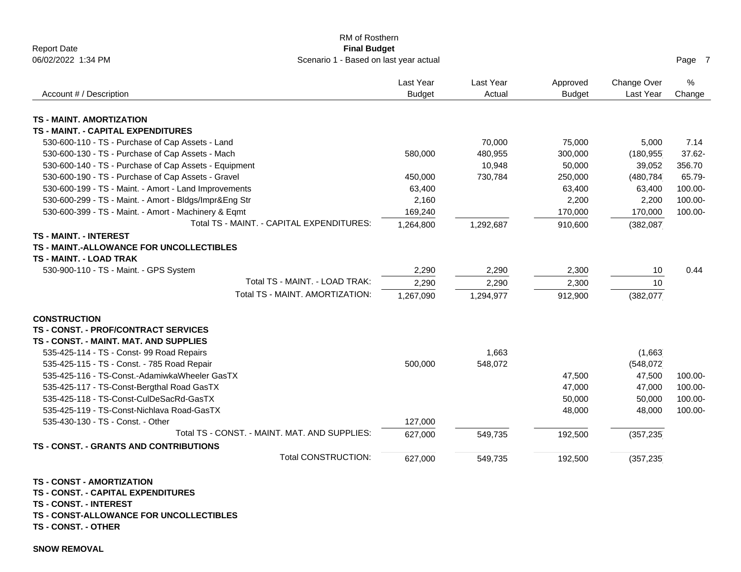RM of Rosthern
**Final Budget**
Scenario 1 - Based on last year actual

Report Date
06/02/2022 1:34 PM

| Account # / Description | Last Year Budget | Last Year Actual | Approved Budget | Change Over Last Year | % Change |
|---|---|---|---|---|---|
| **TS - MAINT. AMORTIZATION** | | | | | |
| **TS - MAINT. - CAPITAL EXPENDITURES** | | | | | |
| 530-600-110 - TS - Purchase of Cap Assets - Land | | 70,000 | 75,000 | 5,000 | 7.14 |
| 530-600-130 - TS - Purchase of Cap Assets - Mach | 580,000 | 480,955 | 300,000 | (180,955 | 37.62- |
| 530-600-140 - TS - Purchase of Cap Assets - Equipment | | 10,948 | 50,000 | 39,052 | 356.70 |
| 530-600-190 - TS - Purchase of Cap Assets - Gravel | 450,000 | 730,784 | 250,000 | (480,784 | 65.79- |
| 530-600-199 - TS - Maint. - Amort - Land Improvements | 63,400 | | 63,400 | 63,400 | 100.00- |
| 530-600-299 - TS - Maint. - Amort - Bldgs/Impr&Eng Str | 2,160 | | 2,200 | 2,200 | 100.00- |
| 530-600-399 - TS - Maint. - Amort - Machinery & Eqmt | 169,240 | | 170,000 | 170,000 | 100.00- |
| Total TS - MAINT. - CAPITAL EXPENDITURES: | 1,264,800 | 1,292,687 | 910,600 | (382,087 | |
| **TS - MAINT. - INTEREST** | | | | | |
| **TS - MAINT.-ALLOWANCE FOR UNCOLLECTIBLES** | | | | | |
| **TS - MAINT. - LOAD TRAK** | | | | | |
| 530-900-110 - TS - Maint. - GPS System | 2,290 | 2,290 | 2,300 | 10 | 0.44 |
| Total TS - MAINT. - LOAD TRAK: | 2,290 | 2,290 | 2,300 | 10 | |
| Total TS - MAINT. AMORTIZATION: | 1,267,090 | 1,294,977 | 912,900 | (382,077 | |
| **CONSTRUCTION** | | | | | |
| **TS - CONST. - PROF/CONTRACT SERVICES** | | | | | |
| **TS - CONST. - MAINT. MAT. AND SUPPLIES** | | | | | |
| 535-425-114 - TS - Const- 99 Road Repairs | | 1,663 | | (1,663 | |
| 535-425-115 - TS - Const. - 785 Road Repair | 500,000 | 548,072 | | (548,072 | |
| 535-425-116 - TS-Const.-AdamiwkaWheeler GasTX | | | 47,500 | 47,500 | 100.00- |
| 535-425-117 - TS-Const-Bergthal Road GasTX | | | 47,000 | 47,000 | 100.00- |
| 535-425-118 - TS-Const-CulDeSacRd-GasTX | | | 50,000 | 50,000 | 100.00- |
| 535-425-119 - TS-Const-Nichlava Road-GasTX | | | 48,000 | 48,000 | 100.00- |
| 535-430-130 - TS - Const. - Other | 127,000 | | | | |
| Total TS - CONST. - MAINT. MAT. AND SUPPLIES: | 627,000 | 549,735 | 192,500 | (357,235 | |
| **TS - CONST. - GRANTS AND CONTRIBUTIONS** | | | | | |
| Total CONSTRUCTION: | 627,000 | 549,735 | 192,500 | (357,235 | |
| **TS - CONST - AMORTIZATION** | | | | | |
| **TS - CONST. - CAPITAL EXPENDITURES** | | | | | |
| **TS - CONST. - INTEREST** | | | | | |
| **TS - CONST-ALLOWANCE FOR UNCOLLECTIBLES** | | | | | |
| **TS - CONST. - OTHER** | | | | | |
| **SNOW REMOVAL** | | | | | |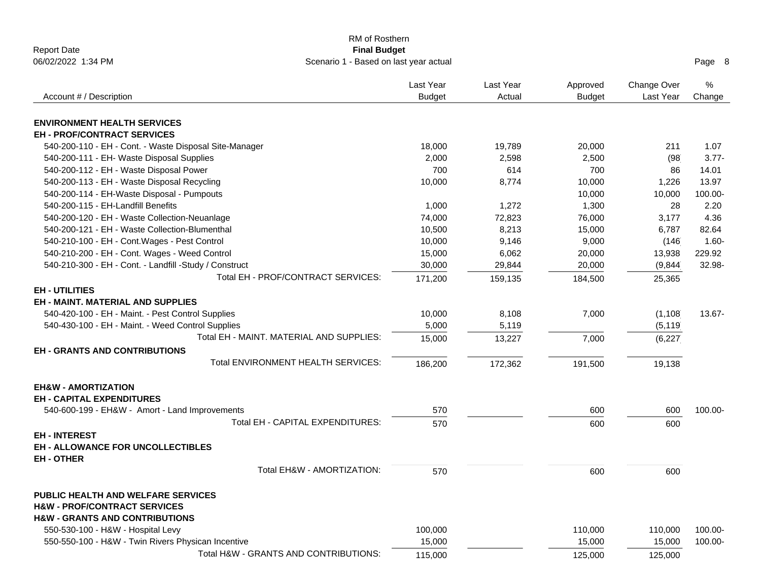RM of Rosthern
**Final Budget**
Scenario 1 - Based on last year actual

Report Date
06/02/2022 1:34 PM

| Account # / Description | Last Year Budget | Last Year Actual | Approved Budget | Change Over Last Year | % Change |
|---|---|---|---|---|---|
| **ENVIRONMENT HEALTH SERVICES** | | | | | |
| **EH - PROF/CONTRACT SERVICES** | | | | | |
| 540-200-110 - EH - Cont. - Waste Disposal Site-Manager | 18,000 | 19,789 | 20,000 | 211 | 1.07 |
| 540-200-111 - EH- Waste Disposal Supplies | 2,000 | 2,598 | 2,500 | (98 | 3.77- |
| 540-200-112 - EH - Waste Disposal Power | 700 | 614 | 700 | 86 | 14.01 |
| 540-200-113 - EH - Waste Disposal Recycling | 10,000 | 8,774 | 10,000 | 1,226 | 13.97 |
| 540-200-114 - EH-Waste Disposal - Pumpouts | | | 10,000 | 10,000 | 100.00- |
| 540-200-115 - EH-Landfill Benefits | 1,000 | 1,272 | 1,300 | 28 | 2.20 |
| 540-200-120 - EH - Waste Collection-Neuanlage | 74,000 | 72,823 | 76,000 | 3,177 | 4.36 |
| 540-200-121 - EH - Waste Collection-Blumenthal | 10,500 | 8,213 | 15,000 | 6,787 | 82.64 |
| 540-210-100 - EH - Cont.Wages - Pest Control | 10,000 | 9,146 | 9,000 | (146 | 1.60- |
| 540-210-200 - EH - Cont. Wages - Weed Control | 15,000 | 6,062 | 20,000 | 13,938 | 229.92 |
| 540-210-300 - EH - Cont. - Landfill -Study / Construct | 30,000 | 29,844 | 20,000 | (9,844 | 32.98- |
| Total EH - PROF/CONTRACT SERVICES: | 171,200 | 159,135 | 184,500 | 25,365 | |
| **EH - UTILITIES** | | | | | |
| **EH - MAINT. MATERIAL AND SUPPLIES** | | | | | |
| 540-420-100 - EH - Maint. - Pest Control Supplies | 10,000 | 8,108 | 7,000 | (1,108 | 13.67- |
| 540-430-100 - EH - Maint. - Weed Control Supplies | 5,000 | 5,119 | | (5,119 | |
| Total EH - MAINT. MATERIAL AND SUPPLIES: | 15,000 | 13,227 | 7,000 | (6,227 | |
| **EH - GRANTS AND CONTRIBUTIONS** | | | | | |
| Total ENVIRONMENT HEALTH SERVICES: | 186,200 | 172,362 | 191,500 | 19,138 | |
| **EH&W - AMORTIZATION** | | | | | |
| **EH - CAPITAL EXPENDITURES** | | | | | |
| 540-600-199 - EH&W - Amort - Land Improvements | 570 | | 600 | 600 | 100.00- |
| Total EH - CAPITAL EXPENDITURES: | 570 | | 600 | 600 | |
| **EH - INTEREST** | | | | | |
| **EH - ALLOWANCE FOR UNCOLLECTIBLES** | | | | | |
| **EH - OTHER** | | | | | |
| Total EH&W - AMORTIZATION: | 570 | | 600 | 600 | |
| **PUBLIC HEALTH AND WELFARE SERVICES** | | | | | |
| **H&W - PROF/CONTRACT SERVICES** | | | | | |
| **H&W - GRANTS AND CONTRIBUTIONS** | | | | | |
| 550-530-100 - H&W - Hospital Levy | 100,000 | | 110,000 | 110,000 | 100.00- |
| 550-550-100 - H&W - Twin Rivers Physican Incentive | 15,000 | | 15,000 | 15,000 | 100.00- |
| Total H&W - GRANTS AND CONTRIBUTIONS: | 115,000 | | 125,000 | 125,000 | |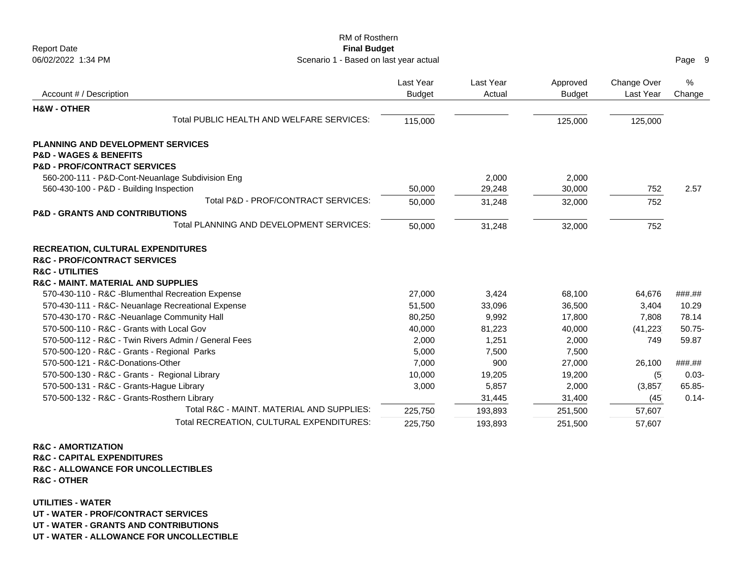RM of Rosthern
**Final Budget**
Scenario 1 - Based on last year actual

Report Date
06/02/2022 1:34 PM

| Account # / Description | Last Year Budget | Last Year Actual | Approved Budget | Change Over Last Year | % Change |
|---|---|---|---|---|---|
| **H&W - OTHER** | | | | | |
| Total PUBLIC HEALTH AND WELFARE SERVICES: | 115,000 | | 125,000 | 125,000 | |
| **PLANNING AND DEVELOPMENT SERVICES** | | | | | |
| **P&D - WAGES & BENEFITS** | | | | | |
| **P&D - PROF/CONTRACT SERVICES** | | | | | |
| 560-200-111 - P&D-Cont-Neuanlage Subdivision Eng | | 2,000 | 2,000 | | |
| 560-430-100 - P&D - Building Inspection | 50,000 | 29,248 | 30,000 | 752 | 2.57 |
| Total P&D - PROF/CONTRACT SERVICES: | 50,000 | 31,248 | 32,000 | 752 | |
| **P&D - GRANTS AND CONTRIBUTIONS** | | | | | |
| Total PLANNING AND DEVELOPMENT SERVICES: | 50,000 | 31,248 | 32,000 | 752 | |
| **RECREATION, CULTURAL EXPENDITURES** | | | | | |
| **R&C - PROF/CONTRACT SERVICES** | | | | | |
| **R&C - UTILITIES** | | | | | |
| **R&C - MAINT. MATERIAL AND SUPPLIES** | | | | | |
| 570-430-110 - R&C -Blumenthal Recreation Expense | 27,000 | 3,424 | 68,100 | 64,676 | ###.## |
| 570-430-111 - R&C- Neuanlage Recreational Expense | 51,500 | 33,096 | 36,500 | 3,404 | 10.29 |
| 570-430-170 - R&C -Neuanlage Community Hall | 80,250 | 9,992 | 17,800 | 7,808 | 78.14 |
| 570-500-110 - R&C - Grants with Local Gov | 40,000 | 81,223 | 40,000 | (41,223 | 50.75- |
| 570-500-112 - R&C - Twin Rivers Admin / General Fees | 2,000 | 1,251 | 2,000 | 749 | 59.87 |
| 570-500-120 - R&C - Grants - Regional Parks | 5,000 | 7,500 | 7,500 | | |
| 570-500-121 - R&C-Donations-Other | 7,000 | 900 | 27,000 | 26,100 | ###.## |
| 570-500-130 - R&C - Grants - Regional Library | 10,000 | 19,205 | 19,200 | (5 | 0.03- |
| 570-500-131 - R&C - Grants-Hague Library | 3,000 | 5,857 | 2,000 | (3,857 | 65.85- |
| 570-500-132 - R&C - Grants-Rosthern Library | | 31,445 | 31,400 | (45 | 0.14- |
| Total R&C - MAINT. MATERIAL AND SUPPLIES: | 225,750 | 193,893 | 251,500 | 57,607 | |
| Total RECREATION, CULTURAL EXPENDITURES: | 225,750 | 193,893 | 251,500 | 57,607 | |

**R&C - AMORTIZATION**
**R&C - CAPITAL EXPENDITURES**
**R&C - ALLOWANCE FOR UNCOLLECTIBLES**
**R&C - OTHER**

**UTILITIES - WATER**
**UT - WATER - PROF/CONTRACT SERVICES**
**UT - WATER - GRANTS AND CONTRIBUTIONS**
**UT - WATER - ALLOWANCE FOR UNCOLLECTIBLE**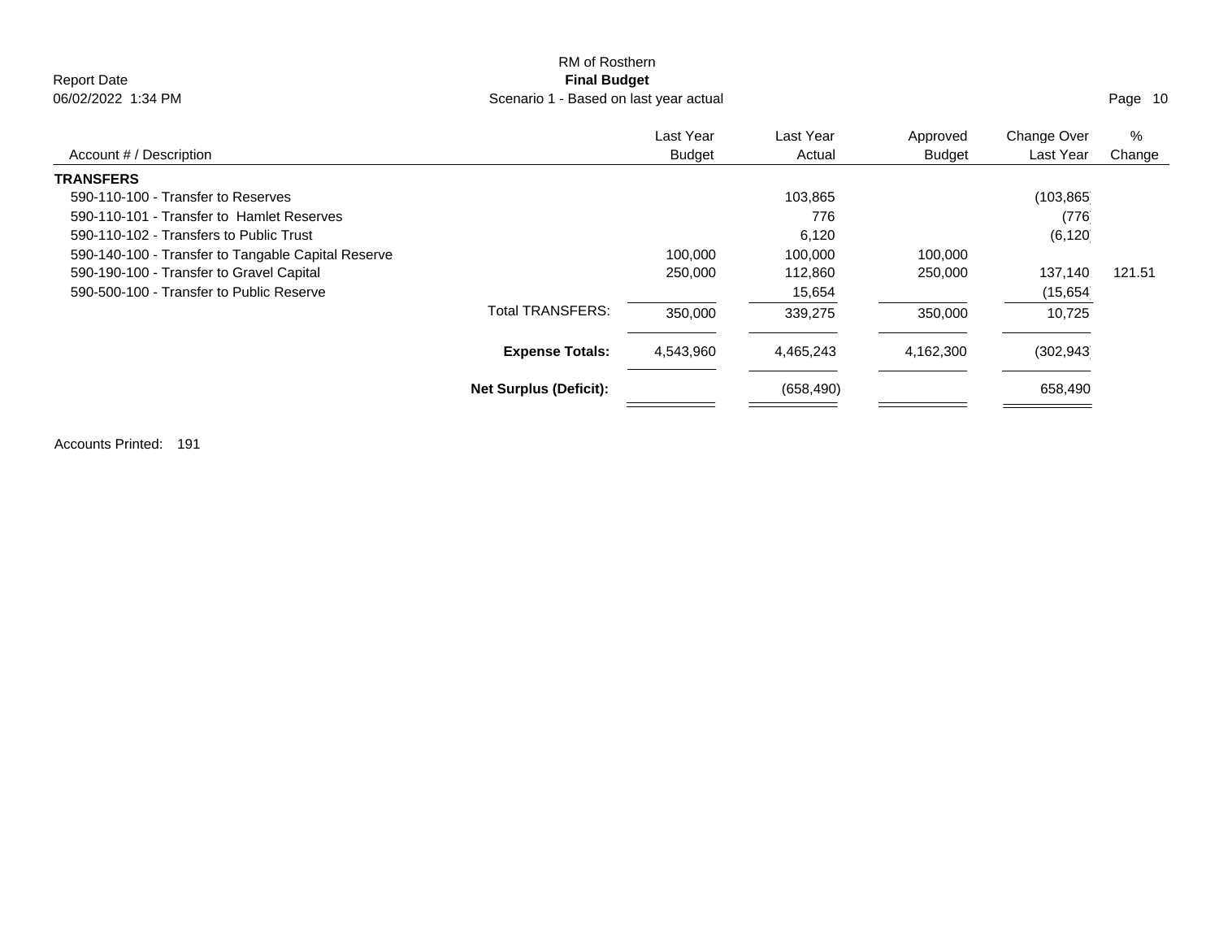RM of Rosthern
**Final Budget**
Scenario 1 - Based on last year actual

Report Date
06/02/2022 1:34 PM

| Account # / Description | Last Year Budget | Last Year Actual | Approved Budget | Change Over Last Year | % Change |
|---|---|---|---|---|---|
| **TRANSFERS** | | | | | |
| 590-110-100 - Transfer to Reserves | | 103,865 | | (103,865 | |
| 590-110-101 - Transfer to Hamlet Reserves | | 776 | | (776 | |
| 590-110-102 - Transfers to Public Trust | | 6,120 | | (6,120 | |
| 590-140-100 - Transfer to Tangable Capital Reserve | 100,000 | 100,000 | 100,000 | | |
| 590-190-100 - Transfer to Gravel Capital | 250,000 | 112,860 | 250,000 | 137,140 | 121.51 |
| 590-500-100 - Transfer to Public Reserve | | 15,654 | | (15,654 | |
| Total TRANSFERS: | 350,000 | 339,275 | 350,000 | 10,725 | |
| **Expense Totals:** | 4,543,960 | 4,465,243 | 4,162,300 | (302,943 | |
| **Net Surplus (Deficit):** | | (658,490) | | 658,490 | |

Accounts Printed: 191